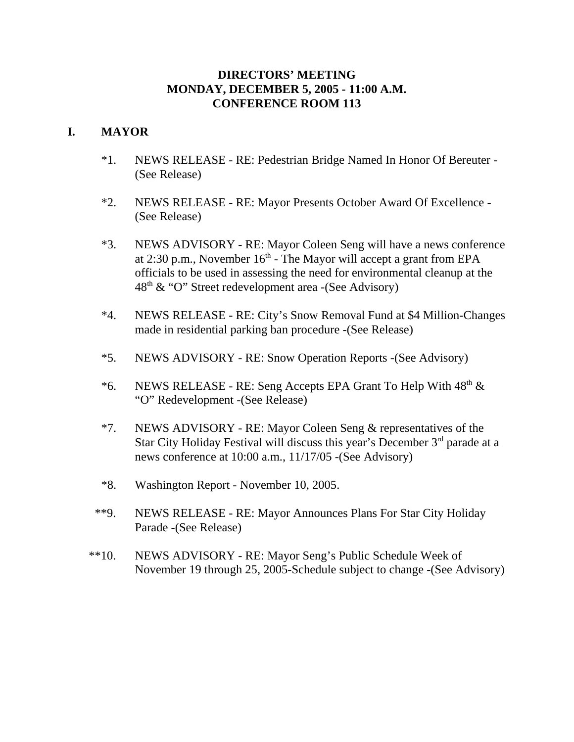# DIRECTORS' MEETING
# MONDAY, DECEMBER 5, 2005 - 11:00 A.M.
# CONFERENCE ROOM 113

## I. MAYOR

*1. NEWS RELEASE - RE: Pedestrian Bridge Named In Honor Of Bereuter - (See Release)

*2. NEWS RELEASE - RE: Mayor Presents October Award Of Excellence - (See Release)

*3. NEWS ADVISORY - RE: Mayor Coleen Seng will have a news conference at 2:30 p.m., November 16th - The Mayor will accept a grant from EPA officials to be used in assessing the need for environmental cleanup at the 48th & "O" Street redevelopment area -(See Advisory)

*4. NEWS RELEASE - RE: City's Snow Removal Fund at $4 Million-Changes made in residential parking ban procedure -(See Release)

*5. NEWS ADVISORY - RE: Snow Operation Reports -(See Advisory)

*6. NEWS RELEASE - RE: Seng Accepts EPA Grant To Help With 48th & "O" Redevelopment -(See Release)

*7. NEWS ADVISORY - RE: Mayor Coleen Seng & representatives of the Star City Holiday Festival will discuss this year's December 3rd parade at a news conference at 10:00 a.m., 11/17/05 -(See Advisory)

*8. Washington Report - November 10, 2005.

**9. NEWS RELEASE - RE: Mayor Announces Plans For Star City Holiday Parade -(See Release)

**10. NEWS ADVISORY - RE: Mayor Seng's Public Schedule Week of November 19 through 25, 2005-Schedule subject to change -(See Advisory)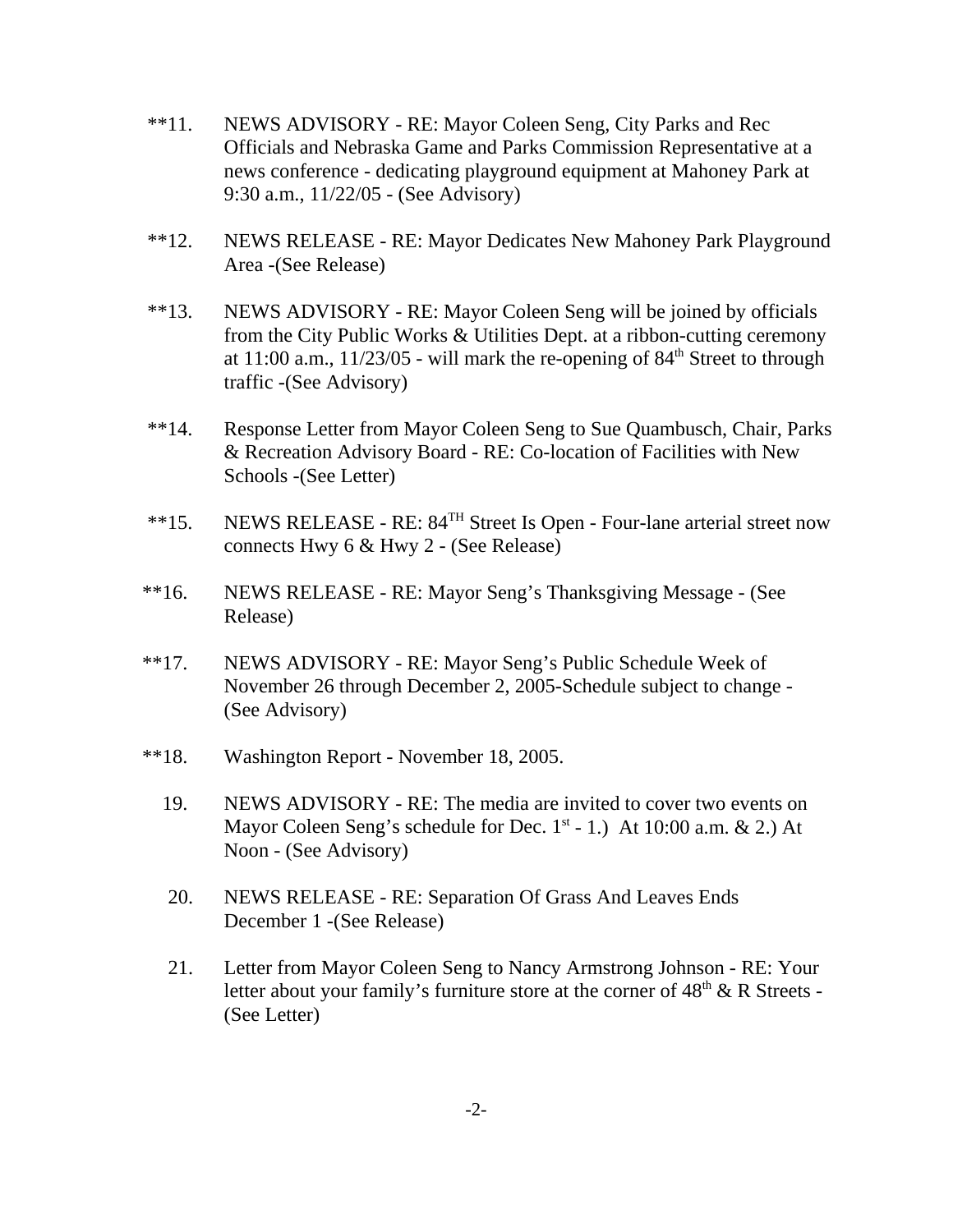**11. NEWS ADVISORY - RE: Mayor Coleen Seng, City Parks and Rec Officials and Nebraska Game and Parks Commission Representative at a news conference - dedicating playground equipment at Mahoney Park at 9:30 a.m., 11/22/05 - (See Advisory)

**12. NEWS RELEASE - RE: Mayor Dedicates New Mahoney Park Playground Area -(See Release)

**13. NEWS ADVISORY - RE: Mayor Coleen Seng will be joined by officials from the City Public Works & Utilities Dept. at a ribbon-cutting ceremony at 11:00 a.m., 11/23/05 - will mark the re-opening of 84th Street to through traffic -(See Advisory)

**14. Response Letter from Mayor Coleen Seng to Sue Quambusch, Chair, Parks & Recreation Advisory Board - RE: Co-location of Facilities with New Schools -(See Letter)

**15. NEWS RELEASE - RE: 84TH Street Is Open - Four-lane arterial street now connects Hwy 6 & Hwy 2 - (See Release)

**16. NEWS RELEASE - RE: Mayor Seng's Thanksgiving Message - (See Release)

**17. NEWS ADVISORY - RE: Mayor Seng's Public Schedule Week of November 26 through December 2, 2005-Schedule subject to change - (See Advisory)

**18. Washington Report - November 18, 2005.

19. NEWS ADVISORY - RE: The media are invited to cover two events on Mayor Coleen Seng's schedule for Dec. 1st - 1.) At 10:00 a.m. & 2.) At Noon - (See Advisory)

20. NEWS RELEASE - RE: Separation Of Grass And Leaves Ends December 1 -(See Release)

21. Letter from Mayor Coleen Seng to Nancy Armstrong Johnson - RE: Your letter about your family's furniture store at the corner of 48th & R Streets - (See Letter)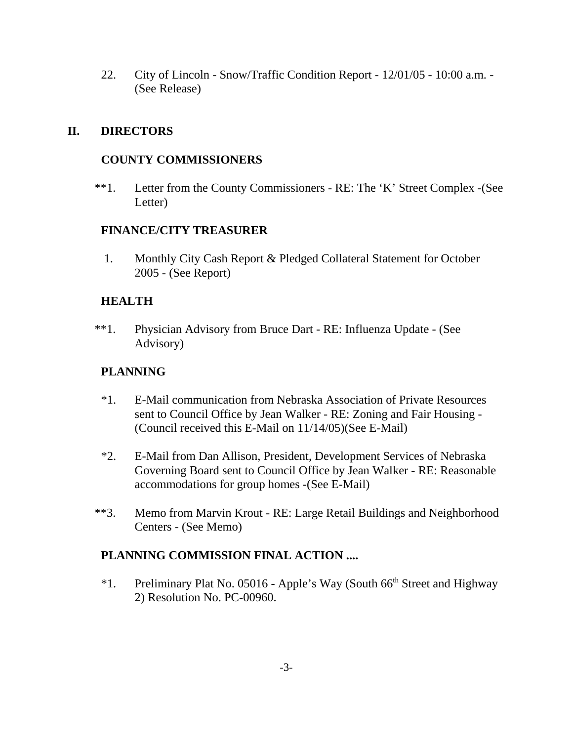22. City of Lincoln - Snow/Traffic Condition Report - 12/01/05 - 10:00 a.m. - (See Release)

## II. DIRECTORS

### COUNTY COMMISSIONERS

**1. Letter from the County Commissioners - RE: The 'K' Street Complex -(See Letter)

### FINANCE/CITY TREASURER

1. Monthly City Cash Report & Pledged Collateral Statement for October 2005 - (See Report)

### HEALTH

**1. Physician Advisory from Bruce Dart - RE: Influenza Update - (See Advisory)

### PLANNING

*1. E-Mail communication from Nebraska Association of Private Resources sent to Council Office by Jean Walker - RE: Zoning and Fair Housing - (Council received this E-Mail on 11/14/05)(See E-Mail)

*2. E-Mail from Dan Allison, President, Development Services of Nebraska Governing Board sent to Council Office by Jean Walker - RE: Reasonable accommodations for group homes -(See E-Mail)

**3. Memo from Marvin Krout - RE: Large Retail Buildings and Neighborhood Centers - (See Memo)

### PLANNING COMMISSION FINAL ACTION ....

*1. Preliminary Plat No. 05016 - Apple's Way (South 66th Street and Highway 2) Resolution No. PC-00960.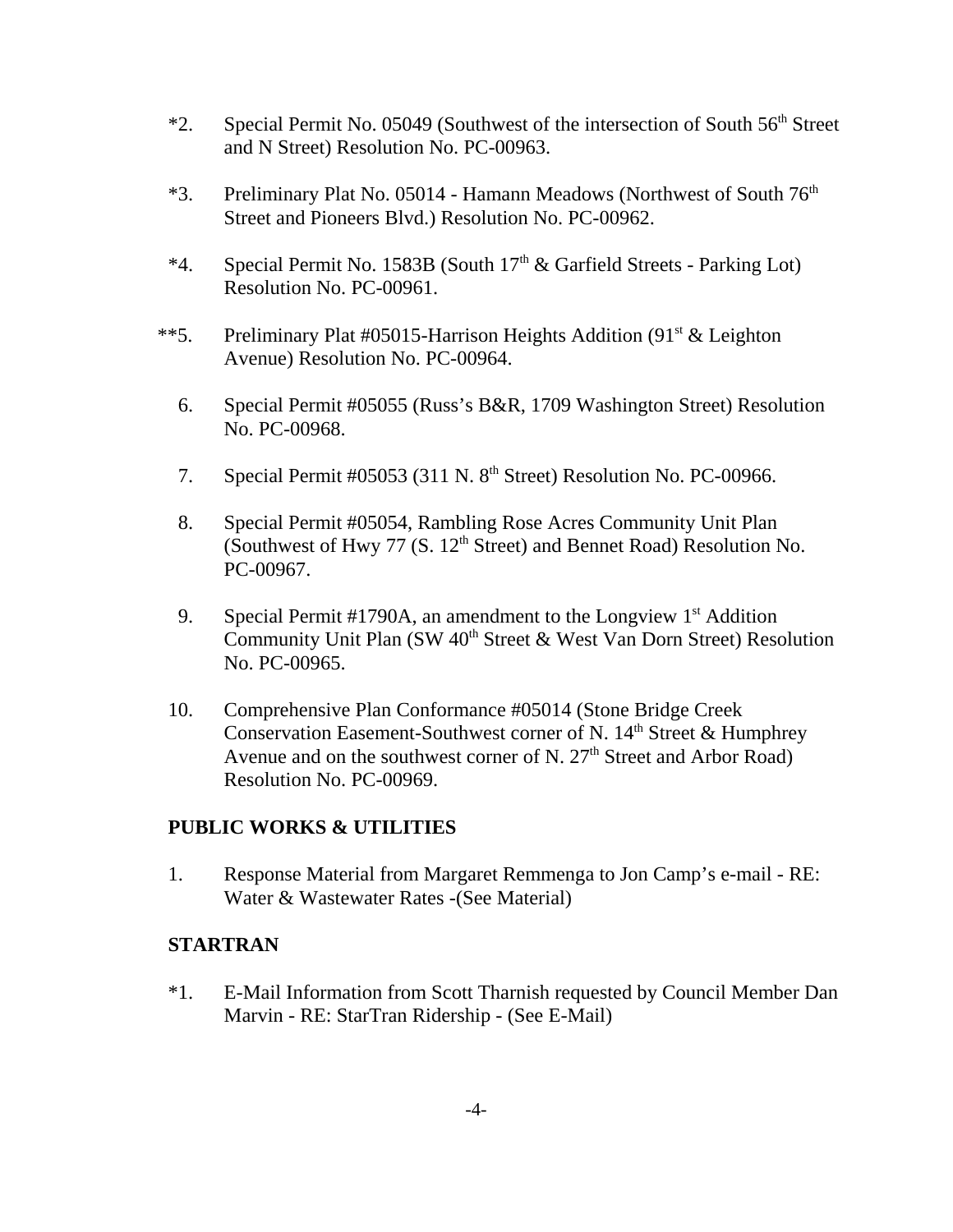*2. Special Permit No. 05049 (Southwest of the intersection of South 56th Street and N Street) Resolution No. PC-00963.

*3. Preliminary Plat No. 05014 - Hamann Meadows (Northwest of South 76th Street and Pioneers Blvd.) Resolution No. PC-00962.

*4. Special Permit No. 1583B (South 17th & Garfield Streets - Parking Lot) Resolution No. PC-00961.

**5. Preliminary Plat #05015-Harrison Heights Addition (91st & Leighton Avenue) Resolution No. PC-00964.

6. Special Permit #05055 (Russ's B&R, 1709 Washington Street) Resolution No. PC-00968.

7. Special Permit #05053 (311 N. 8th Street) Resolution No. PC-00966.

8. Special Permit #05054, Rambling Rose Acres Community Unit Plan (Southwest of Hwy 77 (S. 12th Street) and Bennet Road) Resolution No. PC-00967.

9. Special Permit #1790A, an amendment to the Longview 1st Addition Community Unit Plan (SW 40th Street & West Van Dorn Street) Resolution No. PC-00965.

10. Comprehensive Plan Conformance #05014 (Stone Bridge Creek Conservation Easement-Southwest corner of N. 14th Street & Humphrey Avenue and on the southwest corner of N. 27th Street and Arbor Road) Resolution No. PC-00969.

**PUBLIC WORKS & UTILITIES**

1. Response Material from Margaret Remmenga to Jon Camp's e-mail - RE: Water & Wastewater Rates -(See Material)

**STARTRAN**

*1. E-Mail Information from Scott Tharnish requested by Council Member Dan Marvin - RE: StarTran Ridership - (See E-Mail)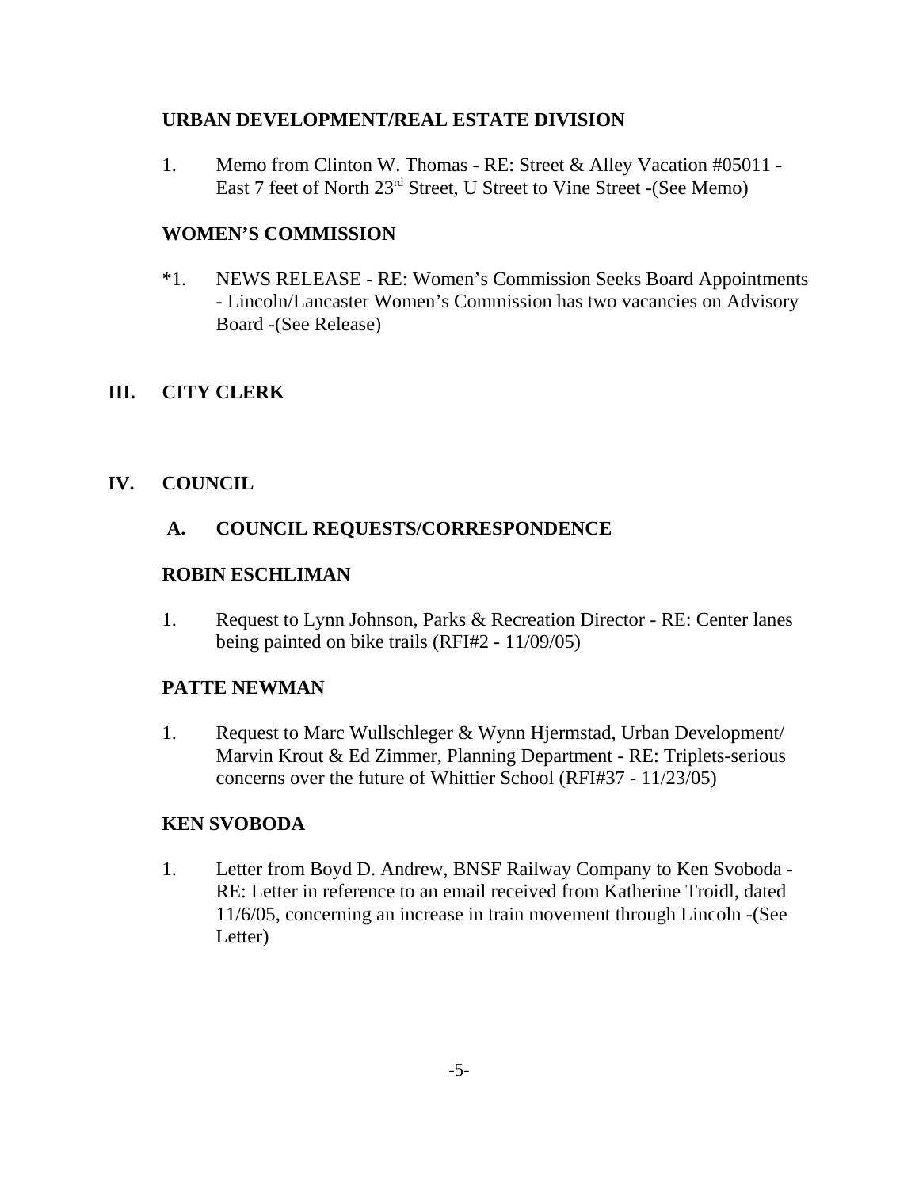**URBAN DEVELOPMENT/REAL ESTATE DIVISION**

1. Memo from Clinton W. Thomas - RE: Street & Alley Vacation #05011 - East 7 feet of North 23rd Street, U Street to Vine Street -(See Memo)

**WOMEN'S COMMISSION**

*1. NEWS RELEASE - RE: Women's Commission Seeks Board Appointments - Lincoln/Lancaster Women's Commission has two vacancies on Advisory Board -(See Release)

## III. CITY CLERK

## IV. COUNCIL

### A. COUNCIL REQUESTS/CORRESPONDENCE

**ROBIN ESCHLIMAN**

1. Request to Lynn Johnson, Parks & Recreation Director - RE: Center lanes being painted on bike trails (RFI#2 - 11/09/05)

**PATTE NEWMAN**

1. Request to Marc Wullschleger & Wynn Hjermstad, Urban Development/ Marvin Krout & Ed Zimmer, Planning Department - RE: Triplets-serious concerns over the future of Whittier School (RFI#37 - 11/23/05)

**KEN SVOBODA**

1. Letter from Boyd D. Andrew, BNSF Railway Company to Ken Svoboda - RE: Letter in reference to an email received from Katherine Troidl, dated 11/6/05, concerning an increase in train movement through Lincoln -(See Letter)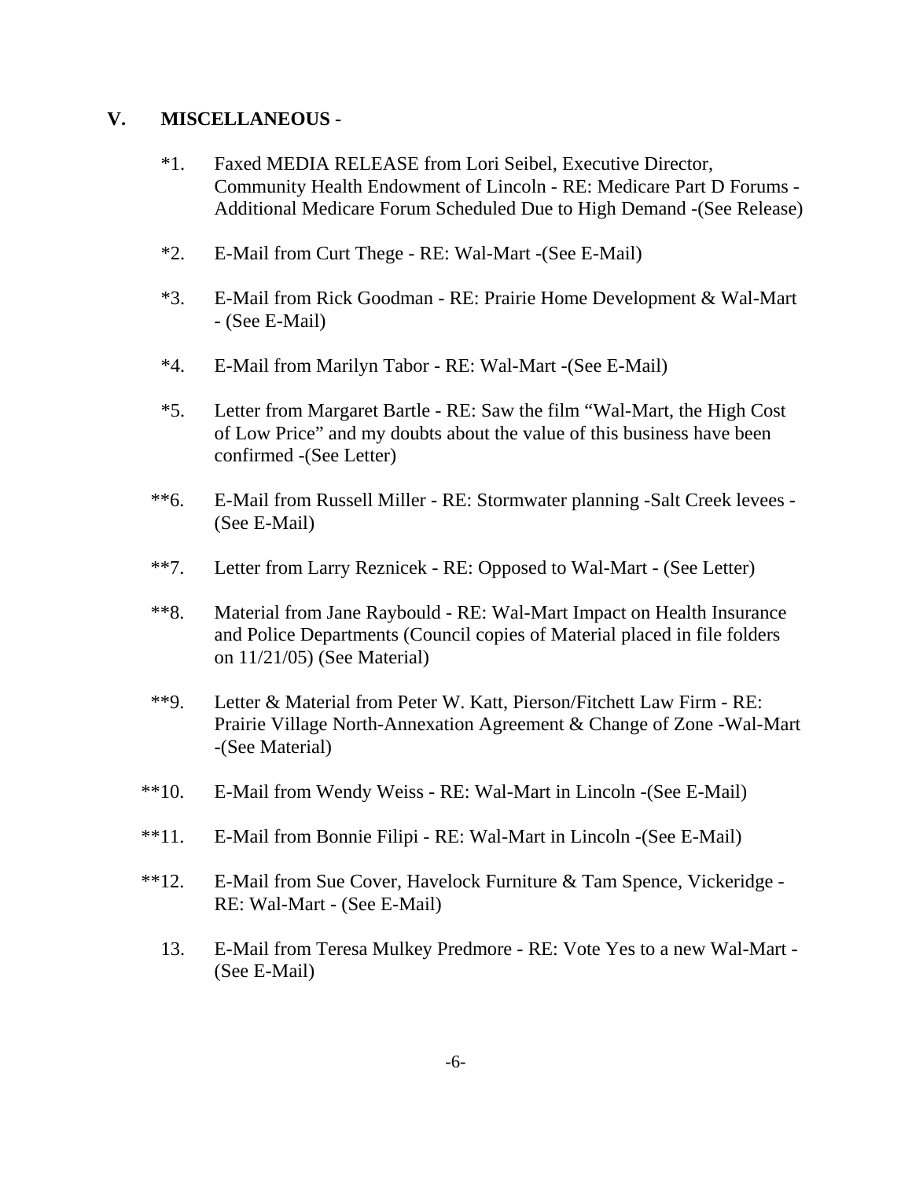## V. MISCELLANEOUS -

*1. Faxed MEDIA RELEASE from Lori Seibel, Executive Director, Community Health Endowment of Lincoln - RE: Medicare Part D Forums - Additional Medicare Forum Scheduled Due to High Demand -(See Release)

*2. E-Mail from Curt Thege - RE: Wal-Mart -(See E-Mail)

*3. E-Mail from Rick Goodman - RE: Prairie Home Development & Wal-Mart - (See E-Mail)

*4. E-Mail from Marilyn Tabor - RE: Wal-Mart -(See E-Mail)

*5. Letter from Margaret Bartle - RE: Saw the film "Wal-Mart, the High Cost of Low Price" and my doubts about the value of this business have been confirmed -(See Letter)

**6. E-Mail from Russell Miller - RE: Stormwater planning -Salt Creek levees - (See E-Mail)

**7. Letter from Larry Reznicek - RE: Opposed to Wal-Mart - (See Letter)

**8. Material from Jane Raybould - RE: Wal-Mart Impact on Health Insurance and Police Departments (Council copies of Material placed in file folders on 11/21/05) (See Material)

**9. Letter & Material from Peter W. Katt, Pierson/Fitchett Law Firm - RE: Prairie Village North-Annexation Agreement & Change of Zone -Wal-Mart -(See Material)

**10. E-Mail from Wendy Weiss - RE: Wal-Mart in Lincoln -(See E-Mail)

**11. E-Mail from Bonnie Filipi - RE: Wal-Mart in Lincoln -(See E-Mail)

**12. E-Mail from Sue Cover, Havelock Furniture & Tam Spence, Vickeridge - RE: Wal-Mart - (See E-Mail)

13. E-Mail from Teresa Mulkey Predmore - RE: Vote Yes to a new Wal-Mart - (See E-Mail)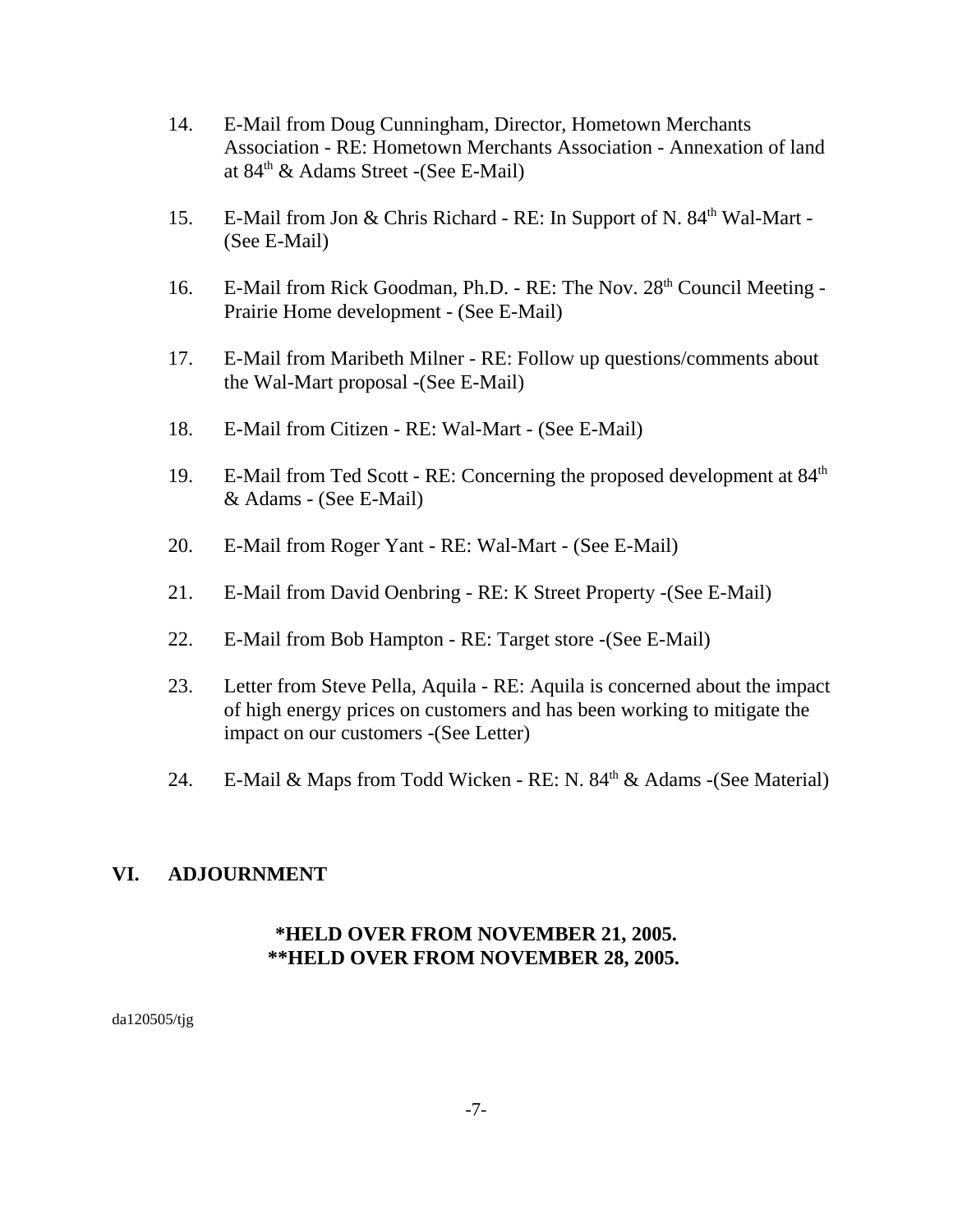14. E-Mail from Doug Cunningham, Director, Hometown Merchants Association - RE: Hometown Merchants Association - Annexation of land at 84th & Adams Street -(See E-Mail)

15. E-Mail from Jon & Chris Richard - RE: In Support of N. 84th Wal-Mart - (See E-Mail)

16. E-Mail from Rick Goodman, Ph.D. - RE: The Nov. 28th Council Meeting - Prairie Home development - (See E-Mail)

17. E-Mail from Maribeth Milner - RE: Follow up questions/comments about the Wal-Mart proposal -(See E-Mail)

18. E-Mail from Citizen - RE: Wal-Mart - (See E-Mail)

19. E-Mail from Ted Scott - RE: Concerning the proposed development at 84th & Adams - (See E-Mail)

20. E-Mail from Roger Yant - RE: Wal-Mart - (See E-Mail)

21. E-Mail from David Oenbring - RE: K Street Property -(See E-Mail)

22. E-Mail from Bob Hampton - RE: Target store -(See E-Mail)

23. Letter from Steve Pella, Aquila - RE: Aquila is concerned about the impact of high energy prices on customers and has been working to mitigate the impact on our customers -(See Letter)

24. E-Mail & Maps from Todd Wicken - RE: N. 84th & Adams -(See Material)

## VI. ADJOURNMENT

**\*HELD OVER FROM NOVEMBER 21, 2005.**
**\*\*HELD OVER FROM NOVEMBER 28, 2005.**

da120505/tjg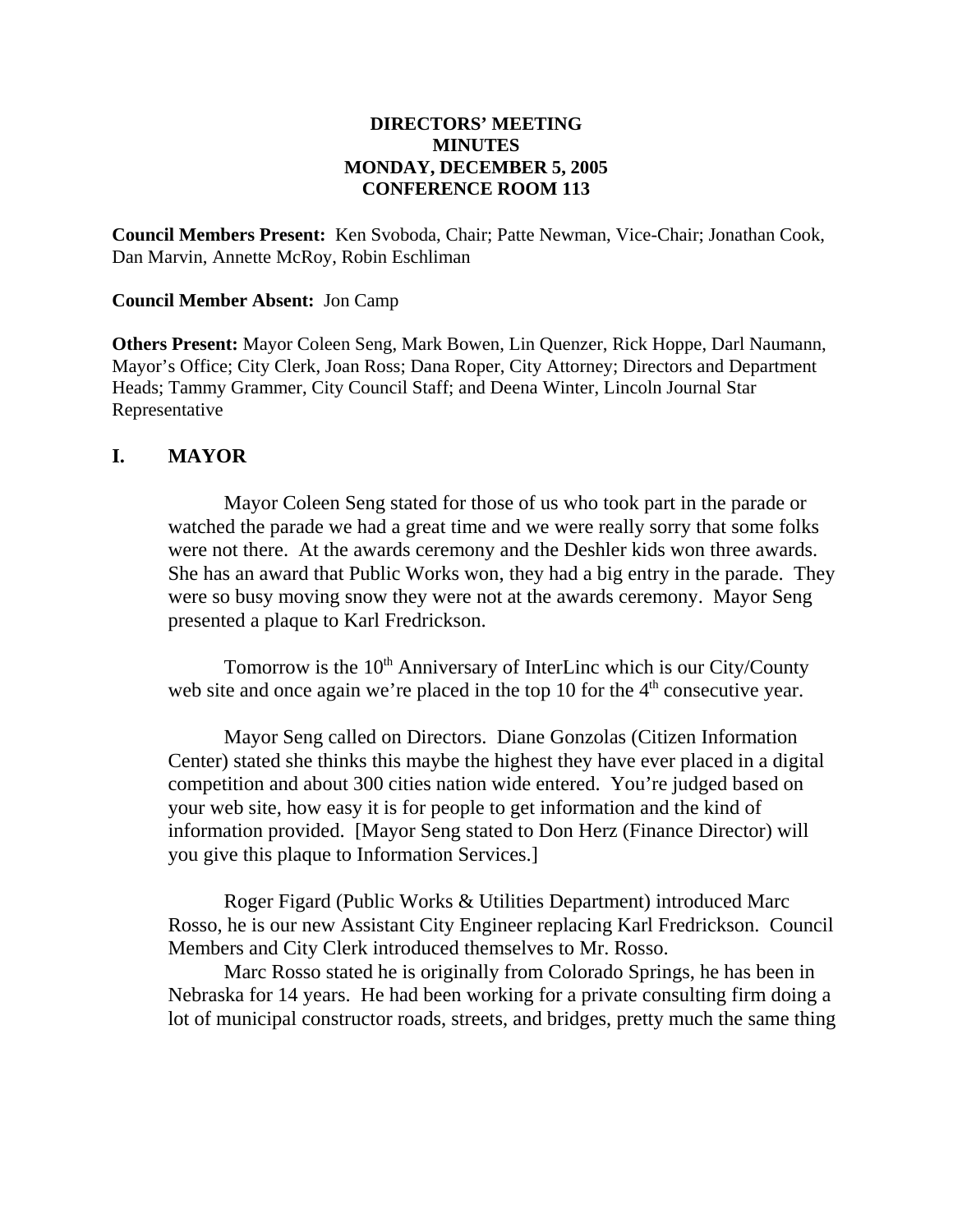**DIRECTORS' MEETING**
**MINUTES**
**MONDAY, DECEMBER 5, 2005**
**CONFERENCE ROOM 113**

**Council Members Present:** Ken Svoboda, Chair; Patte Newman, Vice-Chair; Jonathan Cook, Dan Marvin, Annette McRoy, Robin Eschliman

**Council Member Absent:** Jon Camp

**Others Present:** Mayor Coleen Seng, Mark Bowen, Lin Quenzer, Rick Hoppe, Darl Naumann, Mayor's Office; City Clerk, Joan Ross; Dana Roper, City Attorney; Directors and Department Heads; Tammy Grammer, City Council Staff; and Deena Winter, Lincoln Journal Star Representative

## I. MAYOR

Mayor Coleen Seng stated for those of us who took part in the parade or watched the parade we had a great time and we were really sorry that some folks were not there. At the awards ceremony and the Deshler kids won three awards. She has an award that Public Works won, they had a big entry in the parade. They were so busy moving snow they were not at the awards ceremony. Mayor Seng presented a plaque to Karl Fredrickson.

Tomorrow is the 10th Anniversary of InterLinc which is our City/County web site and once again we're placed in the top 10 for the 4th consecutive year.

Mayor Seng called on Directors. Diane Gonzolas (Citizen Information Center) stated she thinks this maybe the highest they have ever placed in a digital competition and about 300 cities nation wide entered. You're judged based on your web site, how easy it is for people to get information and the kind of information provided. [Mayor Seng stated to Don Herz (Finance Director) will you give this plaque to Information Services.]

Roger Figard (Public Works & Utilities Department) introduced Marc Rosso, he is our new Assistant City Engineer replacing Karl Fredrickson. Council Members and City Clerk introduced themselves to Mr. Rosso.

Marc Rosso stated he is originally from Colorado Springs, he has been in Nebraska for 14 years. He had been working for a private consulting firm doing a lot of municipal constructor roads, streets, and bridges, pretty much the same thing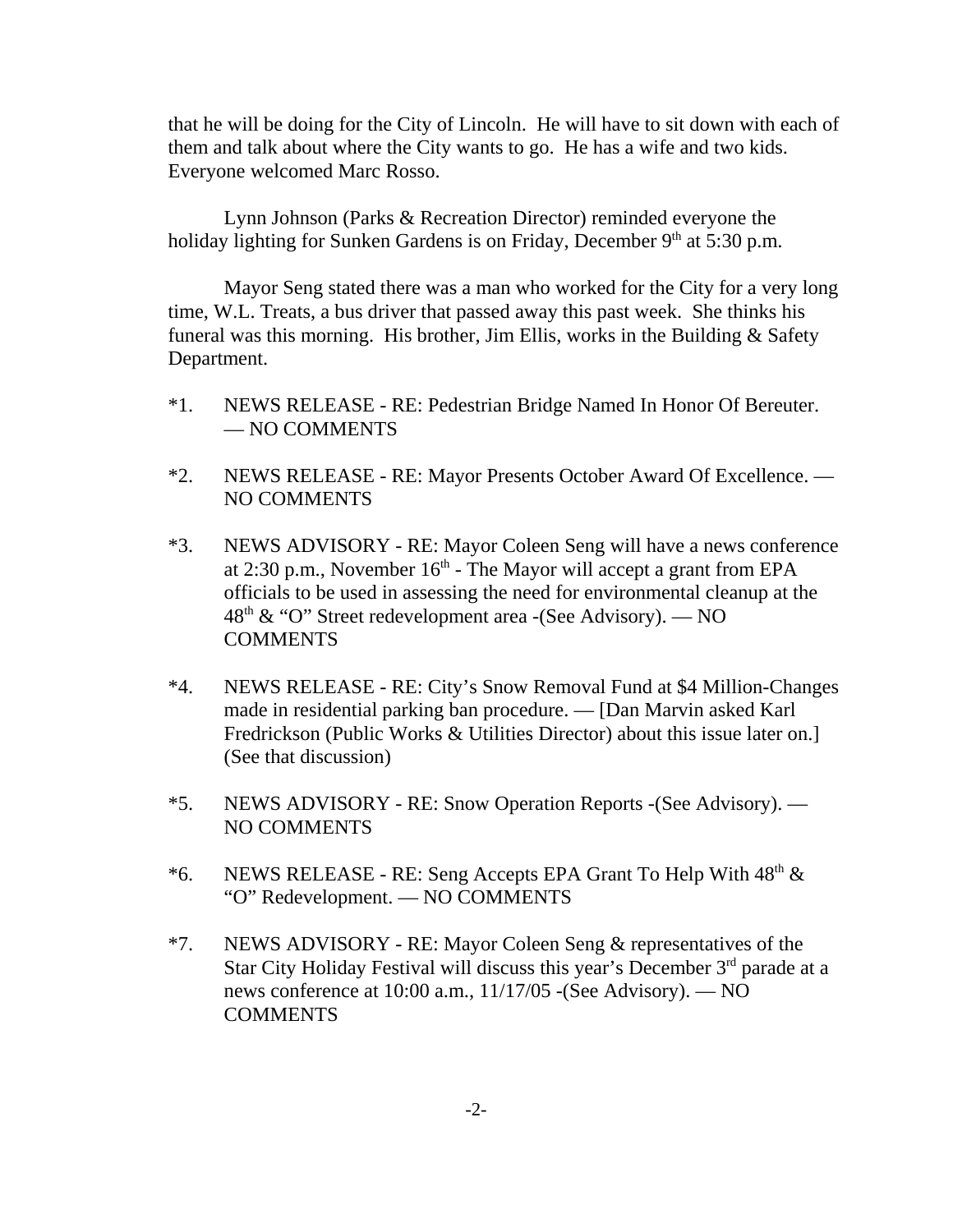that he will be doing for the City of Lincoln. He will have to sit down with each of them and talk about where the City wants to go. He has a wife and two kids. Everyone welcomed Marc Rosso.

Lynn Johnson (Parks & Recreation Director) reminded everyone the holiday lighting for Sunken Gardens is on Friday, December 9th at 5:30 p.m.

Mayor Seng stated there was a man who worked for the City for a very long time, W.L. Treats, a bus driver that passed away this past week. She thinks his funeral was this morning. His brother, Jim Ellis, works in the Building & Safety Department.

*1. NEWS RELEASE - RE: Pedestrian Bridge Named In Honor Of Bereuter. — NO COMMENTS

*2. NEWS RELEASE - RE: Mayor Presents October Award Of Excellence. — NO COMMENTS

*3. NEWS ADVISORY - RE: Mayor Coleen Seng will have a news conference at 2:30 p.m., November 16th - The Mayor will accept a grant from EPA officials to be used in assessing the need for environmental cleanup at the 48th & "O" Street redevelopment area -(See Advisory). — NO COMMENTS

*4. NEWS RELEASE - RE: City's Snow Removal Fund at $4 Million-Changes made in residential parking ban procedure. — [Dan Marvin asked Karl Fredrickson (Public Works & Utilities Director) about this issue later on.] (See that discussion)

*5. NEWS ADVISORY - RE: Snow Operation Reports -(See Advisory). — NO COMMENTS

*6. NEWS RELEASE - RE: Seng Accepts EPA Grant To Help With 48th & "O" Redevelopment. — NO COMMENTS

*7. NEWS ADVISORY - RE: Mayor Coleen Seng & representatives of the Star City Holiday Festival will discuss this year's December 3rd parade at a news conference at 10:00 a.m., 11/17/05 -(See Advisory). — NO COMMENTS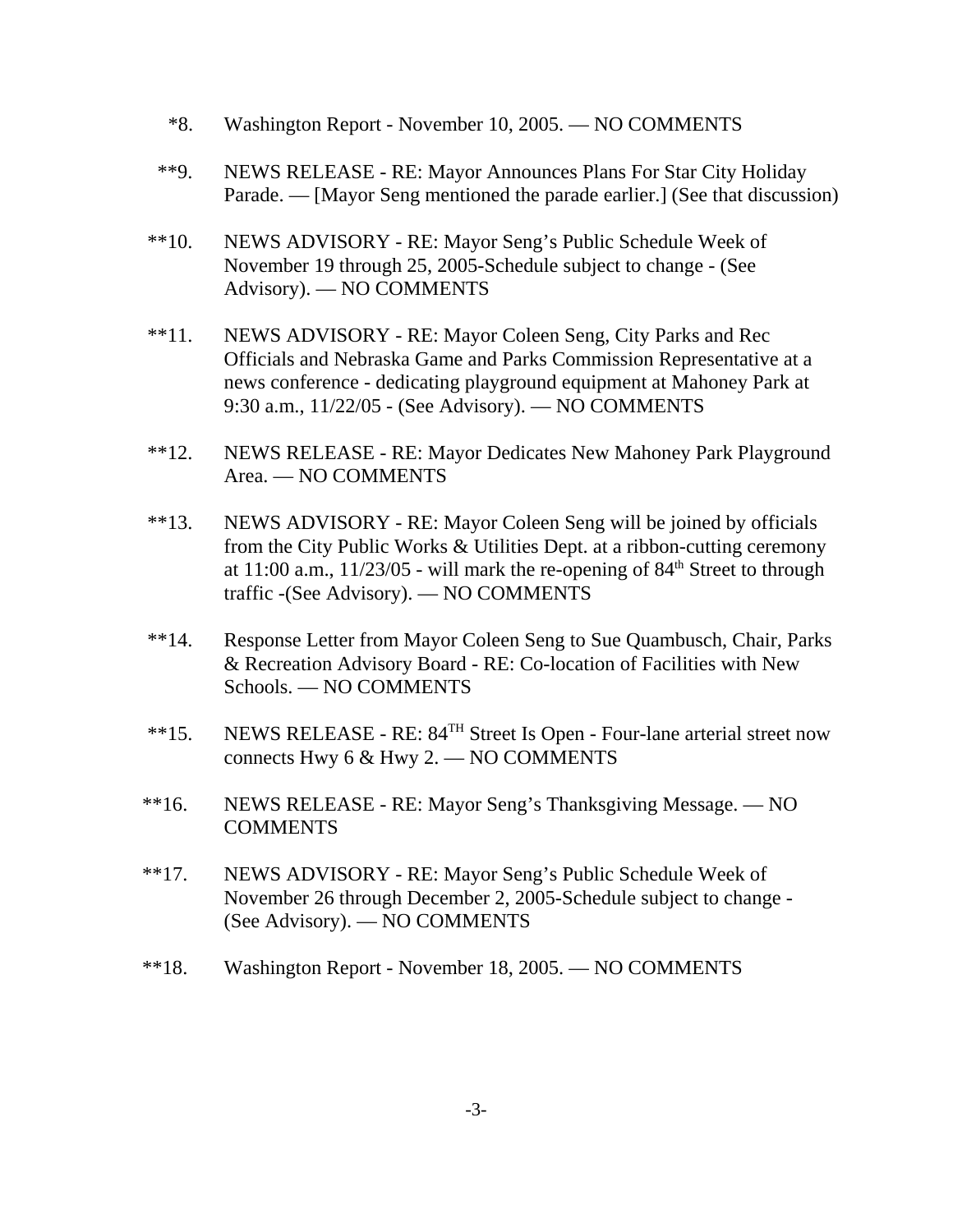*8. Washington Report - November 10, 2005. — NO COMMENTS

**9. NEWS RELEASE - RE: Mayor Announces Plans For Star City Holiday Parade. — [Mayor Seng mentioned the parade earlier.] (See that discussion)

**10. NEWS ADVISORY - RE: Mayor Seng's Public Schedule Week of November 19 through 25, 2005-Schedule subject to change - (See Advisory). — NO COMMENTS

**11. NEWS ADVISORY - RE: Mayor Coleen Seng, City Parks and Rec Officials and Nebraska Game and Parks Commission Representative at a news conference - dedicating playground equipment at Mahoney Park at 9:30 a.m., 11/22/05 - (See Advisory). — NO COMMENTS

**12. NEWS RELEASE - RE: Mayor Dedicates New Mahoney Park Playground Area. — NO COMMENTS

**13. NEWS ADVISORY - RE: Mayor Coleen Seng will be joined by officials from the City Public Works & Utilities Dept. at a ribbon-cutting ceremony at 11:00 a.m., 11/23/05 - will mark the re-opening of 84th Street to through traffic -(See Advisory). — NO COMMENTS

**14. Response Letter from Mayor Coleen Seng to Sue Quambusch, Chair, Parks & Recreation Advisory Board - RE: Co-location of Facilities with New Schools. — NO COMMENTS

**15. NEWS RELEASE - RE: 84TH Street Is Open - Four-lane arterial street now connects Hwy 6 & Hwy 2. — NO COMMENTS

**16. NEWS RELEASE - RE: Mayor Seng's Thanksgiving Message. — NO COMMENTS

**17. NEWS ADVISORY - RE: Mayor Seng's Public Schedule Week of November 26 through December 2, 2005-Schedule subject to change - (See Advisory). — NO COMMENTS

**18. Washington Report - November 18, 2005. — NO COMMENTS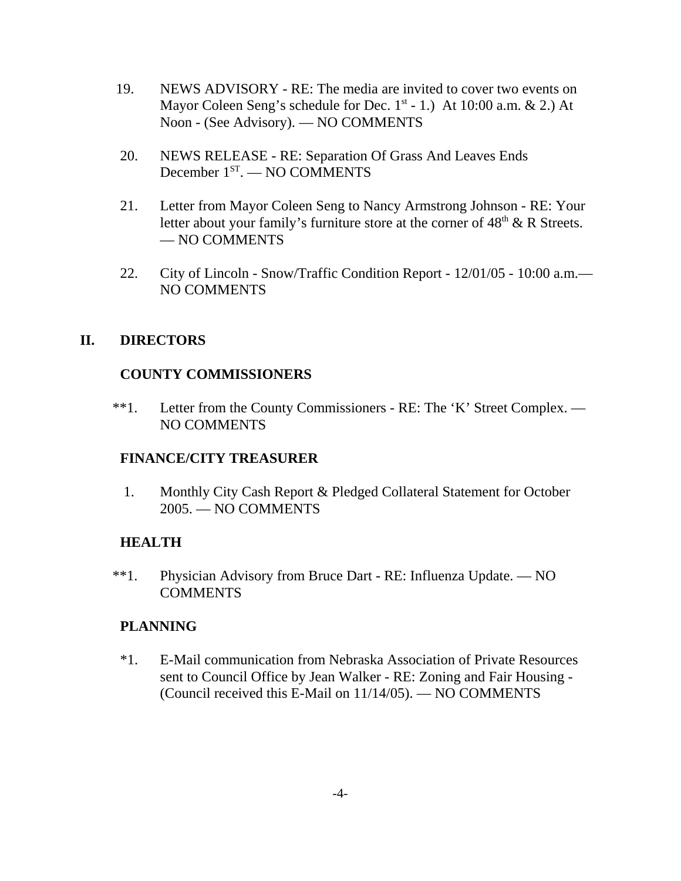19. NEWS ADVISORY - RE: The media are invited to cover two events on Mayor Coleen Seng's schedule for Dec. 1st - 1.) At 10:00 a.m. & 2.) At Noon - (See Advisory). — NO COMMENTS

20. NEWS RELEASE - RE: Separation Of Grass And Leaves Ends December 1ST. — NO COMMENTS

21. Letter from Mayor Coleen Seng to Nancy Armstrong Johnson - RE: Your letter about your family's furniture store at the corner of 48th & R Streets. — NO COMMENTS

22. City of Lincoln - Snow/Traffic Condition Report - 12/01/05 - 10:00 a.m.— NO COMMENTS

## II. DIRECTORS

### COUNTY COMMISSIONERS

**1. Letter from the County Commissioners - RE: The 'K' Street Complex. — NO COMMENTS

### FINANCE/CITY TREASURER

1. Monthly City Cash Report & Pledged Collateral Statement for October 2005. — NO COMMENTS

### HEALTH

**1. Physician Advisory from Bruce Dart - RE: Influenza Update. — NO COMMENTS

### PLANNING

*1. E-Mail communication from Nebraska Association of Private Resources sent to Council Office by Jean Walker - RE: Zoning and Fair Housing - (Council received this E-Mail on 11/14/05). — NO COMMENTS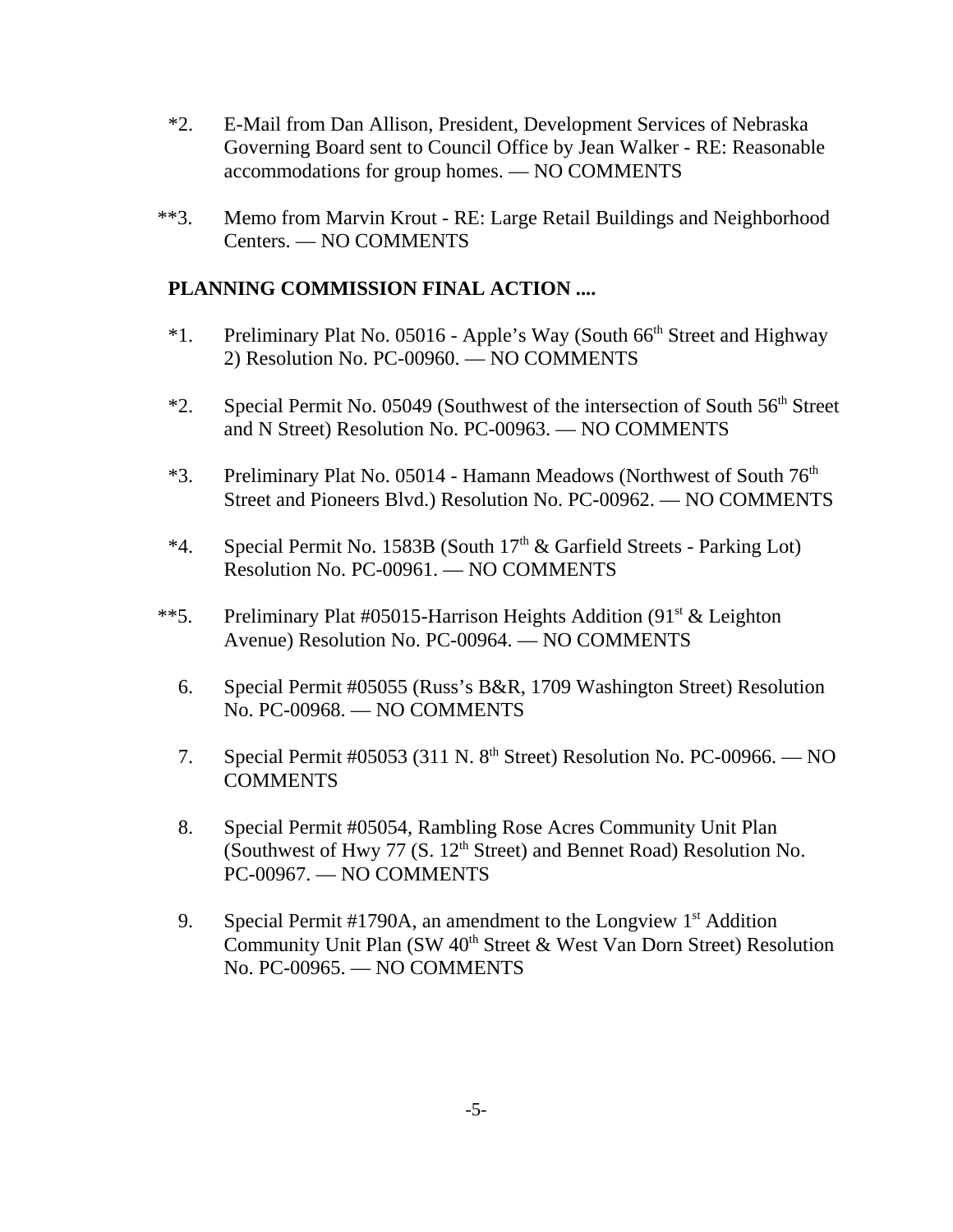*2. E-Mail from Dan Allison, President, Development Services of Nebraska Governing Board sent to Council Office by Jean Walker - RE: Reasonable accommodations for group homes. — NO COMMENTS

**3. Memo from Marvin Krout - RE: Large Retail Buildings and Neighborhood Centers. — NO COMMENTS

**PLANNING COMMISSION FINAL ACTION ....**

*1. Preliminary Plat No. 05016 - Apple's Way (South 66th Street and Highway 2) Resolution No. PC-00960. — NO COMMENTS

*2. Special Permit No. 05049 (Southwest of the intersection of South 56th Street and N Street) Resolution No. PC-00963. — NO COMMENTS

*3. Preliminary Plat No. 05014 - Hamann Meadows (Northwest of South 76th Street and Pioneers Blvd.) Resolution No. PC-00962. — NO COMMENTS

*4. Special Permit No. 1583B (South 17th & Garfield Streets - Parking Lot) Resolution No. PC-00961. — NO COMMENTS

**5. Preliminary Plat #05015-Harrison Heights Addition (91st & Leighton Avenue) Resolution No. PC-00964. — NO COMMENTS

6. Special Permit #05055 (Russ's B&R, 1709 Washington Street) Resolution No. PC-00968. — NO COMMENTS

7. Special Permit #05053 (311 N. 8th Street) Resolution No. PC-00966. — NO COMMENTS

8. Special Permit #05054, Rambling Rose Acres Community Unit Plan (Southwest of Hwy 77 (S. 12th Street) and Bennet Road) Resolution No. PC-00967. — NO COMMENTS

9. Special Permit #1790A, an amendment to the Longview 1st Addition Community Unit Plan (SW 40th Street & West Van Dorn Street) Resolution No. PC-00965. — NO COMMENTS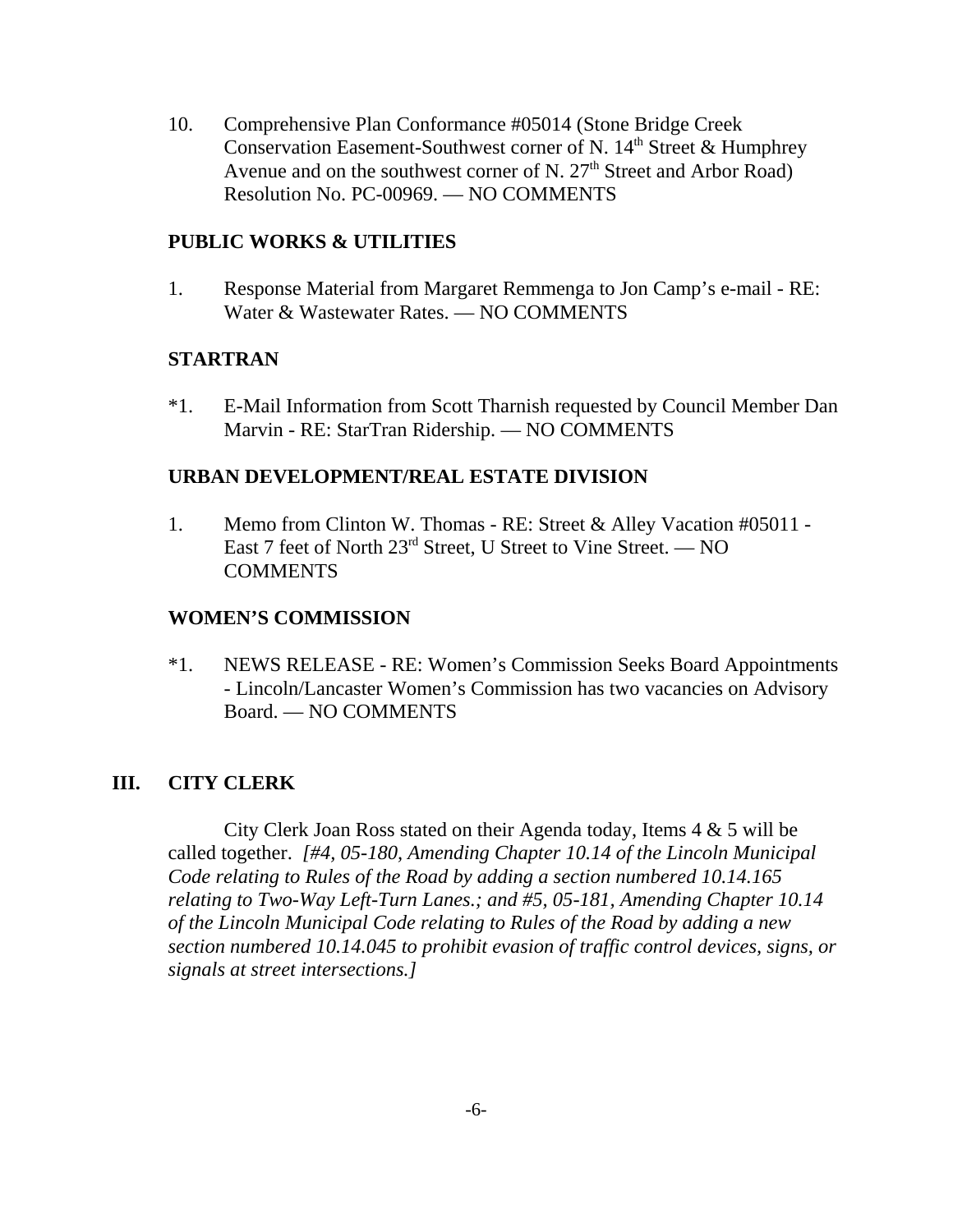10. Comprehensive Plan Conformance #05014 (Stone Bridge Creek Conservation Easement-Southwest corner of N. 14th Street & Humphrey Avenue and on the southwest corner of N. 27th Street and Arbor Road) Resolution No. PC-00969. — NO COMMENTS

**PUBLIC WORKS & UTILITIES**

1. Response Material from Margaret Remmenga to Jon Camp's e-mail - RE: Water & Wastewater Rates. — NO COMMENTS

**STARTRAN**

*1. E-Mail Information from Scott Tharnish requested by Council Member Dan Marvin - RE: StarTran Ridership. — NO COMMENTS

**URBAN DEVELOPMENT/REAL ESTATE DIVISION**

1. Memo from Clinton W. Thomas - RE: Street & Alley Vacation #05011 - East 7 feet of North 23rd Street, U Street to Vine Street. — NO COMMENTS

**WOMEN'S COMMISSION**

*1. NEWS RELEASE - RE: Women's Commission Seeks Board Appointments - Lincoln/Lancaster Women's Commission has two vacancies on Advisory Board. — NO COMMENTS

## III. CITY CLERK

City Clerk Joan Ross stated on their Agenda today, Items 4 & 5 will be called together. *[#4, 05-180, Amending Chapter 10.14 of the Lincoln Municipal Code relating to Rules of the Road by adding a section numbered 10.14.165 relating to Two-Way Left-Turn Lanes.; and #5, 05-181, Amending Chapter 10.14 of the Lincoln Municipal Code relating to Rules of the Road by adding a new section numbered 10.14.045 to prohibit evasion of traffic control devices, signs, or signals at street intersections.]*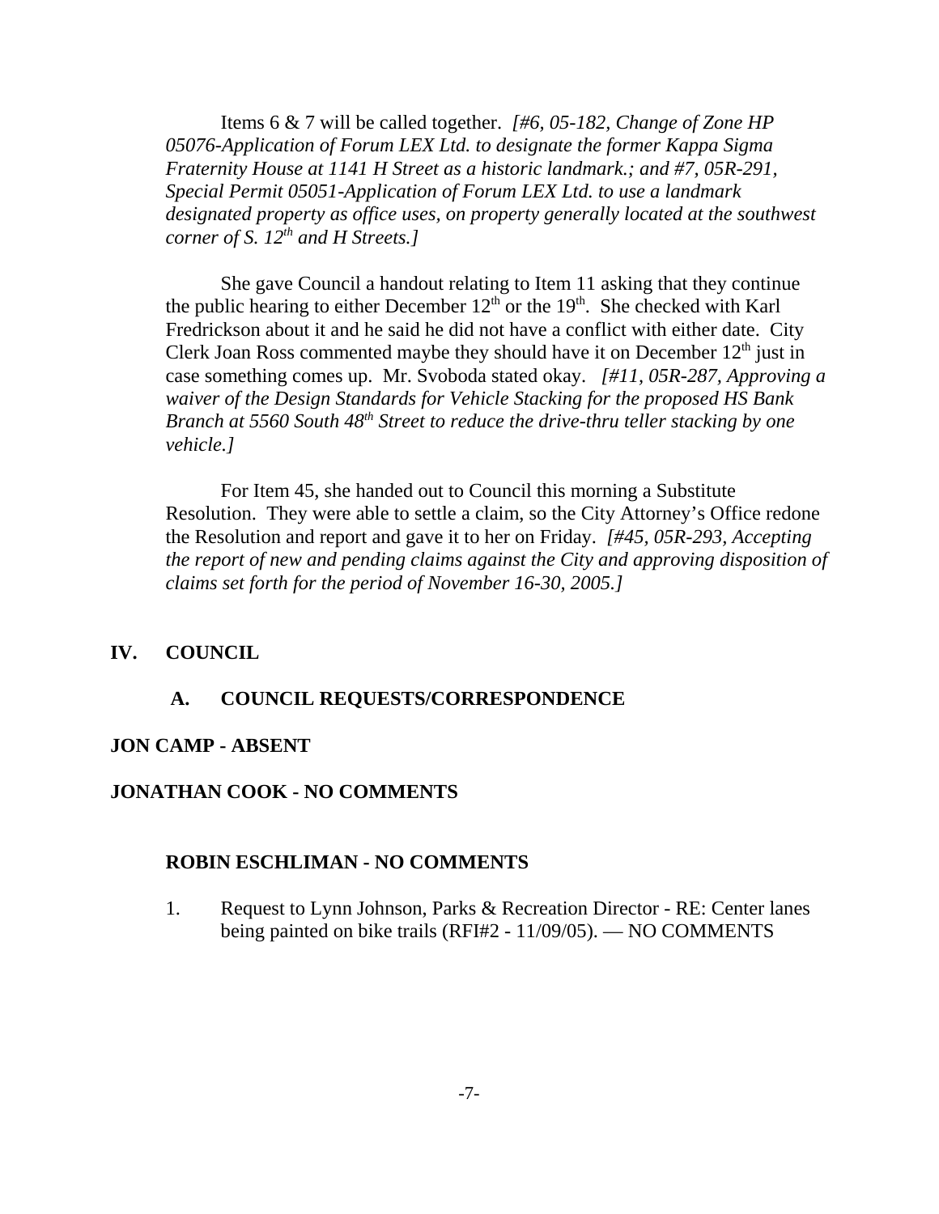Items 6 & 7 will be called together. *[#6, 05-182, Change of Zone HP 05076-Application of Forum LEX Ltd. to designate the former Kappa Sigma Fraternity House at 1141 H Street as a historic landmark.; and #7, 05R-291, Special Permit 05051-Application of Forum LEX Ltd. to use a landmark designated property as office uses, on property generally located at the southwest corner of S. 12th and H Streets.]*

She gave Council a handout relating to Item 11 asking that they continue the public hearing to either December 12th or the 19th. She checked with Karl Fredrickson about it and he said he did not have a conflict with either date. City Clerk Joan Ross commented maybe they should have it on December 12th just in case something comes up. Mr. Svoboda stated okay. *[#11, 05R-287, Approving a waiver of the Design Standards for Vehicle Stacking for the proposed HS Bank Branch at 5560 South 48th Street to reduce the drive-thru teller stacking by one vehicle.]*

For Item 45, she handed out to Council this morning a Substitute Resolution. They were able to settle a claim, so the City Attorney's Office redone the Resolution and report and gave it to her on Friday. *[#45, 05R-293, Accepting the report of new and pending claims against the City and approving disposition of claims set forth for the period of November 16-30, 2005.]*

## IV. COUNCIL

### A. COUNCIL REQUESTS/CORRESPONDENCE

**JON CAMP - ABSENT**

**JONATHAN COOK - NO COMMENTS**

**ROBIN ESCHLIMAN - NO COMMENTS**

1. Request to Lynn Johnson, Parks & Recreation Director - RE: Center lanes being painted on bike trails (RFI#2 - 11/09/05). — NO COMMENTS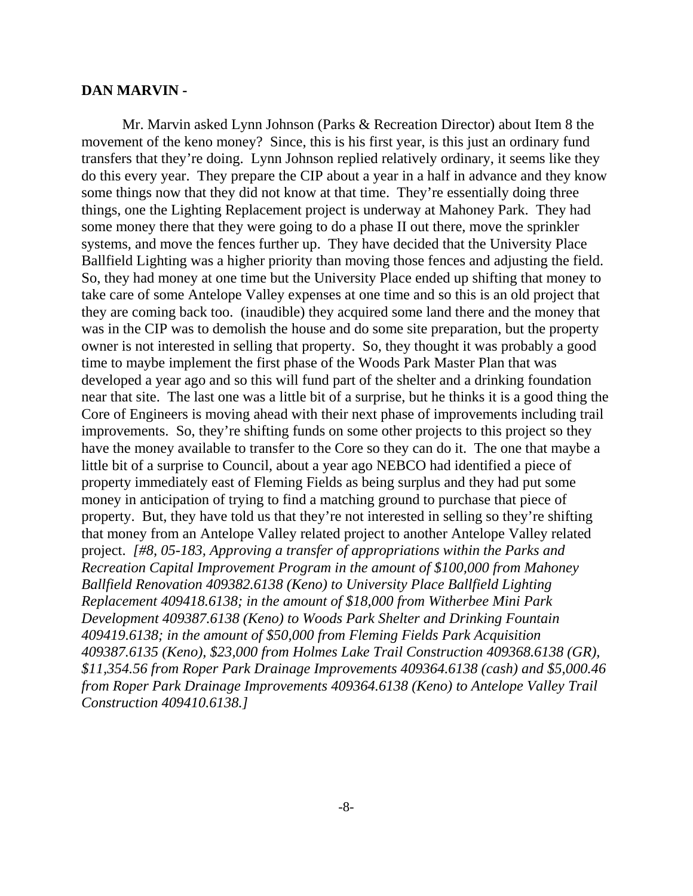**DAN MARVIN -**

Mr. Marvin asked Lynn Johnson (Parks & Recreation Director) about Item 8 the movement of the keno money? Since, this is his first year, is this just an ordinary fund transfers that they're doing. Lynn Johnson replied relatively ordinary, it seems like they do this every year. They prepare the CIP about a year in a half in advance and they know some things now that they did not know at that time. They're essentially doing three things, one the Lighting Replacement project is underway at Mahoney Park. They had some money there that they were going to do a phase II out there, move the sprinkler systems, and move the fences further up. They have decided that the University Place Ballfield Lighting was a higher priority than moving those fences and adjusting the field. So, they had money at one time but the University Place ended up shifting that money to take care of some Antelope Valley expenses at one time and so this is an old project that they are coming back too. (inaudible) they acquired some land there and the money that was in the CIP was to demolish the house and do some site preparation, but the property owner is not interested in selling that property. So, they thought it was probably a good time to maybe implement the first phase of the Woods Park Master Plan that was developed a year ago and so this will fund part of the shelter and a drinking foundation near that site. The last one was a little bit of a surprise, but he thinks it is a good thing the Core of Engineers is moving ahead with their next phase of improvements including trail improvements. So, they're shifting funds on some other projects to this project so they have the money available to transfer to the Core so they can do it. The one that maybe a little bit of a surprise to Council, about a year ago NEBCO had identified a piece of property immediately east of Fleming Fields as being surplus and they had put some money in anticipation of trying to find a matching ground to purchase that piece of property. But, they have told us that they're not interested in selling so they're shifting that money from an Antelope Valley related project to another Antelope Valley related project. *[#8, 05-183, Approving a transfer of appropriations within the Parks and Recreation Capital Improvement Program in the amount of $100,000 from Mahoney Ballfield Renovation 409382.6138 (Keno) to University Place Ballfield Lighting Replacement 409418.6138; in the amount of $18,000 from Witherbee Mini Park Development 409387.6138 (Keno) to Woods Park Shelter and Drinking Fountain 409419.6138; in the amount of $50,000 from Fleming Fields Park Acquisition 409387.6135 (Keno), $23,000 from Holmes Lake Trail Construction 409368.6138 (GR), $11,354.56 from Roper Park Drainage Improvements 409364.6138 (cash) and $5,000.46 from Roper Park Drainage Improvements 409364.6138 (Keno) to Antelope Valley Trail Construction 409410.6138.]*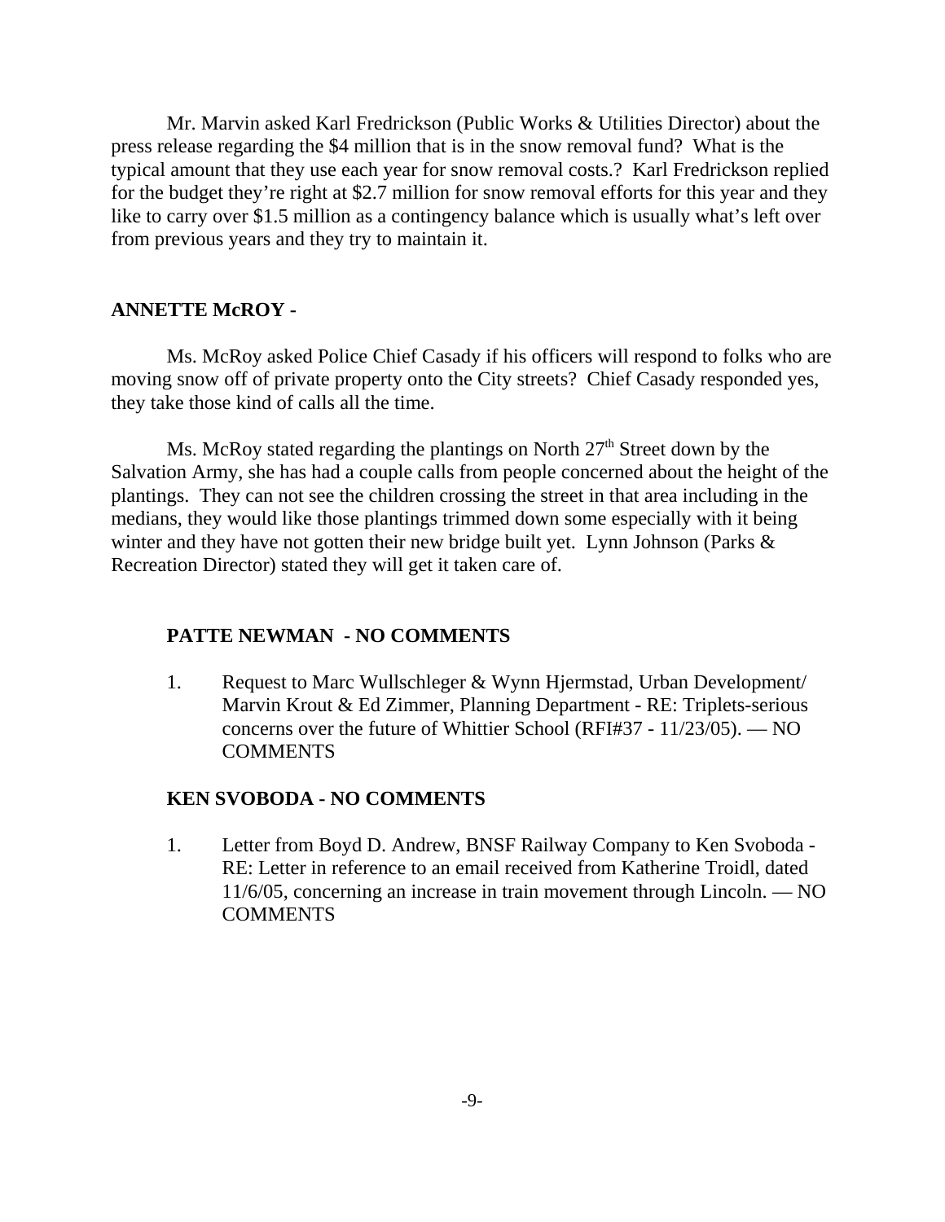Mr. Marvin asked Karl Fredrickson (Public Works & Utilities Director) about the press release regarding the $4 million that is in the snow removal fund? What is the typical amount that they use each year for snow removal costs.? Karl Fredrickson replied for the budget they're right at $2.7 million for snow removal efforts for this year and they like to carry over $1.5 million as a contingency balance which is usually what's left over from previous years and they try to maintain it.

**ANNETTE McROY -**

Ms. McRoy asked Police Chief Casady if his officers will respond to folks who are moving snow off of private property onto the City streets? Chief Casady responded yes, they take those kind of calls all the time.

Ms. McRoy stated regarding the plantings on North 27th Street down by the Salvation Army, she has had a couple calls from people concerned about the height of the plantings. They can not see the children crossing the street in that area including in the medians, they would like those plantings trimmed down some especially with it being winter and they have not gotten their new bridge built yet. Lynn Johnson (Parks & Recreation Director) stated they will get it taken care of.

**PATTE NEWMAN - NO COMMENTS**

1. Request to Marc Wullschleger & Wynn Hjermstad, Urban Development/ Marvin Krout & Ed Zimmer, Planning Department - RE: Triplets-serious concerns over the future of Whittier School (RFI#37 - 11/23/05). — NO COMMENTS

**KEN SVOBODA - NO COMMENTS**

1. Letter from Boyd D. Andrew, BNSF Railway Company to Ken Svoboda - RE: Letter in reference to an email received from Katherine Troidl, dated 11/6/05, concerning an increase in train movement through Lincoln. — NO COMMENTS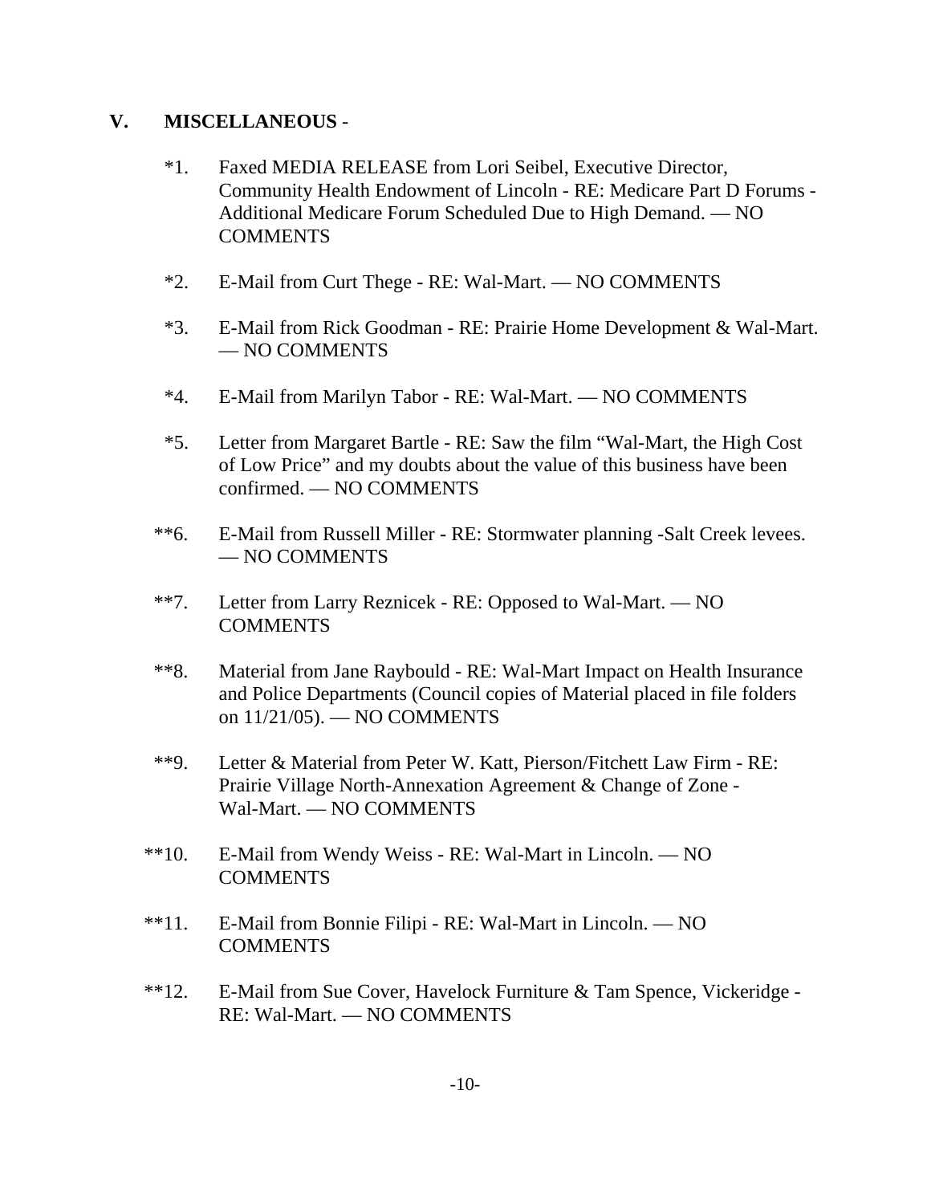## V. MISCELLANEOUS -

*1. Faxed MEDIA RELEASE from Lori Seibel, Executive Director, Community Health Endowment of Lincoln - RE: Medicare Part D Forums - Additional Medicare Forum Scheduled Due to High Demand. — NO COMMENTS

*2. E-Mail from Curt Thege - RE: Wal-Mart. — NO COMMENTS

*3. E-Mail from Rick Goodman - RE: Prairie Home Development & Wal-Mart. — NO COMMENTS

*4. E-Mail from Marilyn Tabor - RE: Wal-Mart. — NO COMMENTS

*5. Letter from Margaret Bartle - RE: Saw the film "Wal-Mart, the High Cost of Low Price" and my doubts about the value of this business have been confirmed. — NO COMMENTS

**6. E-Mail from Russell Miller - RE: Stormwater planning -Salt Creek levees. — NO COMMENTS

**7. Letter from Larry Reznicek - RE: Opposed to Wal-Mart. — NO COMMENTS

**8. Material from Jane Raybould - RE: Wal-Mart Impact on Health Insurance and Police Departments (Council copies of Material placed in file folders on 11/21/05). — NO COMMENTS

**9. Letter & Material from Peter W. Katt, Pierson/Fitchett Law Firm - RE: Prairie Village North-Annexation Agreement & Change of Zone - Wal-Mart. — NO COMMENTS

**10. E-Mail from Wendy Weiss - RE: Wal-Mart in Lincoln. — NO COMMENTS

**11. E-Mail from Bonnie Filipi - RE: Wal-Mart in Lincoln. — NO COMMENTS

**12. E-Mail from Sue Cover, Havelock Furniture & Tam Spence, Vickeridge - RE: Wal-Mart. — NO COMMENTS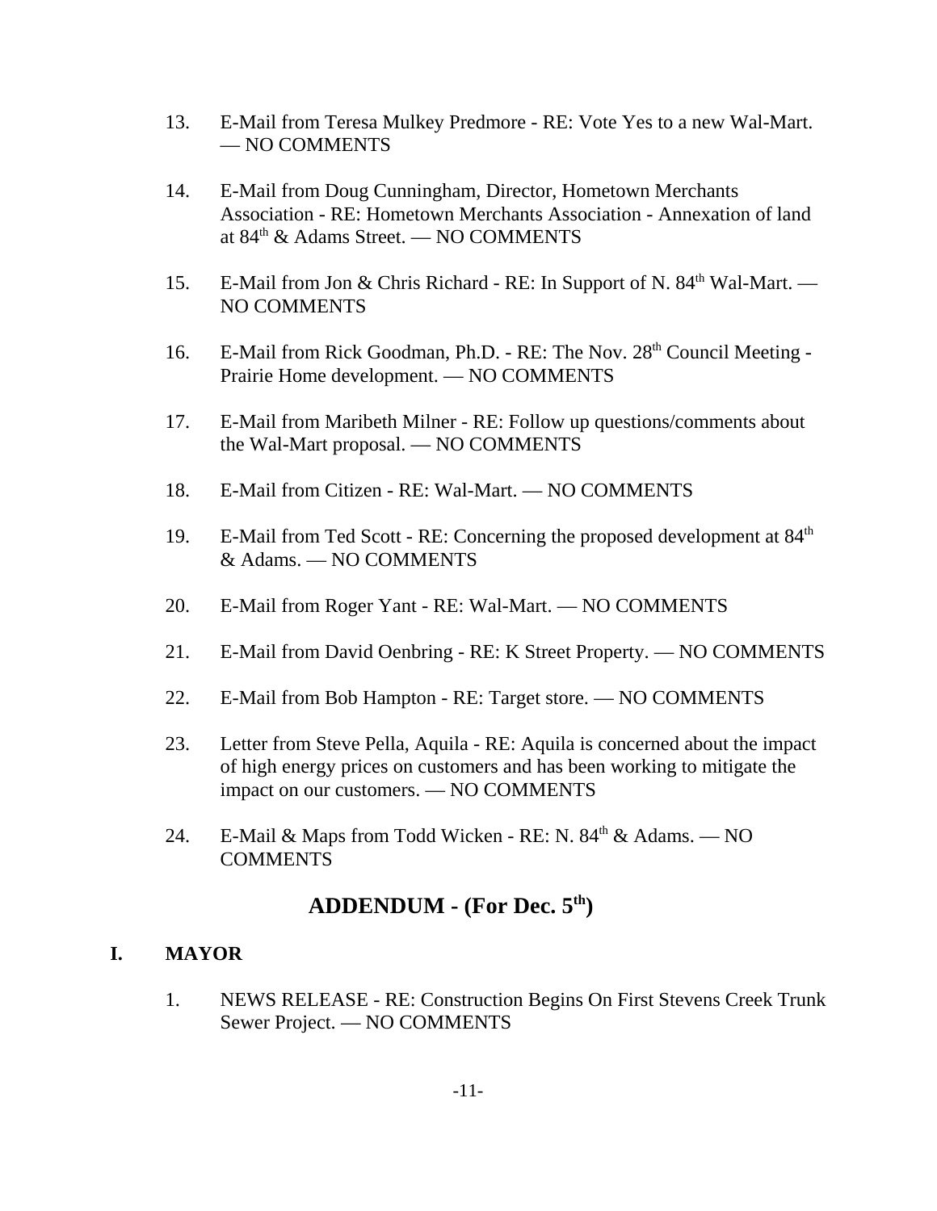13. E-Mail from Teresa Mulkey Predmore - RE: Vote Yes to a new Wal-Mart. — NO COMMENTS

14. E-Mail from Doug Cunningham, Director, Hometown Merchants Association - RE: Hometown Merchants Association - Annexation of land at 84th & Adams Street. — NO COMMENTS

15. E-Mail from Jon & Chris Richard - RE: In Support of N. 84th Wal-Mart. — NO COMMENTS

16. E-Mail from Rick Goodman, Ph.D. - RE: The Nov. 28th Council Meeting - Prairie Home development. — NO COMMENTS

17. E-Mail from Maribeth Milner - RE: Follow up questions/comments about the Wal-Mart proposal. — NO COMMENTS

18. E-Mail from Citizen - RE: Wal-Mart. — NO COMMENTS

19. E-Mail from Ted Scott - RE: Concerning the proposed development at 84th & Adams. — NO COMMENTS

20. E-Mail from Roger Yant - RE: Wal-Mart. — NO COMMENTS

21. E-Mail from David Oenbring - RE: K Street Property. — NO COMMENTS

22. E-Mail from Bob Hampton - RE: Target store. — NO COMMENTS

23. Letter from Steve Pella, Aquila - RE: Aquila is concerned about the impact of high energy prices on customers and has been working to mitigate the impact on our customers. — NO COMMENTS

24. E-Mail & Maps from Todd Wicken - RE: N. 84th & Adams. — NO COMMENTS

## ADDENDUM - (For Dec. 5th)

### I. MAYOR

1. NEWS RELEASE - RE: Construction Begins On First Stevens Creek Trunk Sewer Project. — NO COMMENTS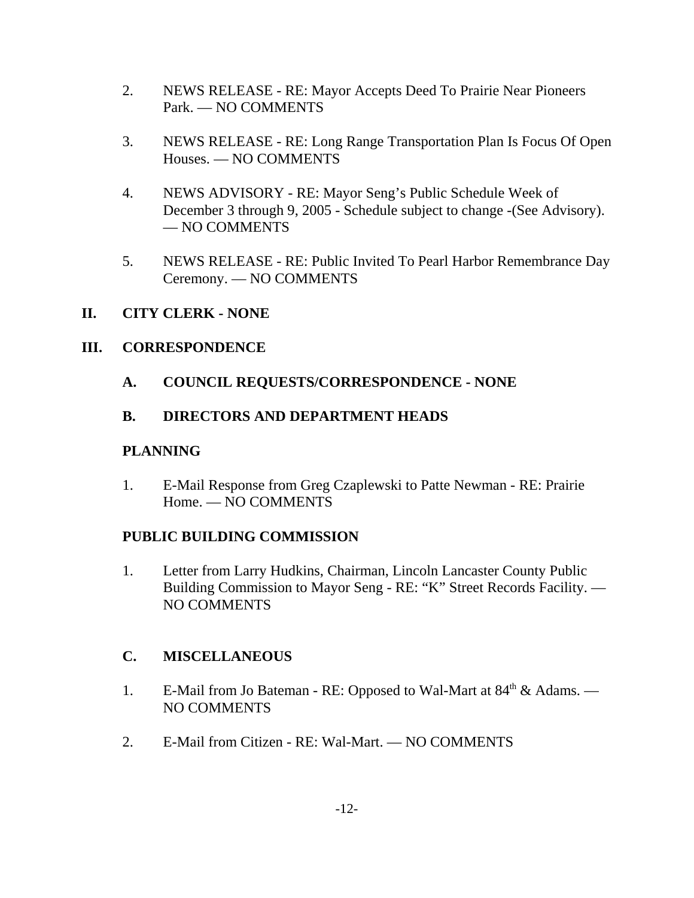2. NEWS RELEASE - RE: Mayor Accepts Deed To Prairie Near Pioneers Park. — NO COMMENTS

3. NEWS RELEASE - RE: Long Range Transportation Plan Is Focus Of Open Houses. — NO COMMENTS

4. NEWS ADVISORY - RE: Mayor Seng's Public Schedule Week of December 3 through 9, 2005 - Schedule subject to change -(See Advisory). — NO COMMENTS

5. NEWS RELEASE - RE: Public Invited To Pearl Harbor Remembrance Day Ceremony. — NO COMMENTS

## II. CITY CLERK - NONE

## III. CORRESPONDENCE

### A. COUNCIL REQUESTS/CORRESPONDENCE - NONE

### B. DIRECTORS AND DEPARTMENT HEADS

**PLANNING**

1. E-Mail Response from Greg Czaplewski to Patte Newman - RE: Prairie Home. — NO COMMENTS

**PUBLIC BUILDING COMMISSION**

1. Letter from Larry Hudkins, Chairman, Lincoln Lancaster County Public Building Commission to Mayor Seng - RE: "K" Street Records Facility. — NO COMMENTS

### C. MISCELLANEOUS

1. E-Mail from Jo Bateman - RE: Opposed to Wal-Mart at 84th & Adams. — NO COMMENTS

2. E-Mail from Citizen - RE: Wal-Mart. — NO COMMENTS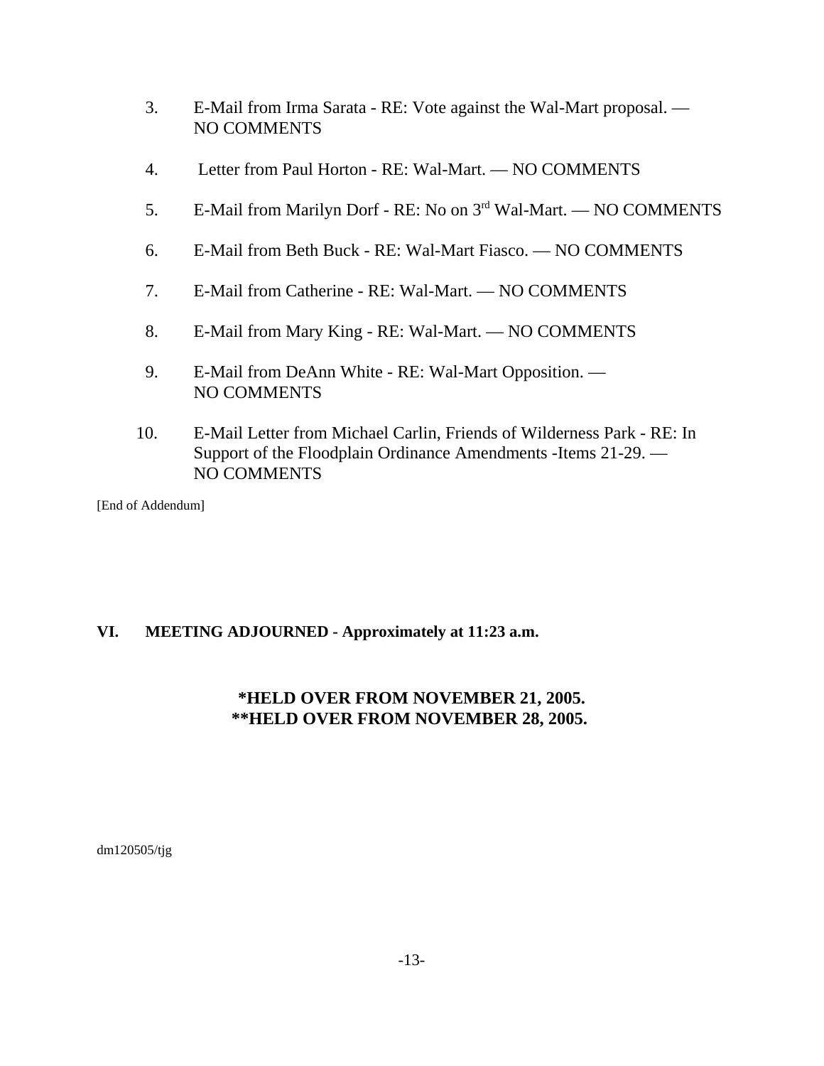3. E-Mail from Irma Sarata - RE: Vote against the Wal-Mart proposal. — NO COMMENTS

4. Letter from Paul Horton - RE: Wal-Mart. — NO COMMENTS

5. E-Mail from Marilyn Dorf - RE: No on 3rd Wal-Mart. — NO COMMENTS

6. E-Mail from Beth Buck - RE: Wal-Mart Fiasco. — NO COMMENTS

7. E-Mail from Catherine - RE: Wal-Mart. — NO COMMENTS

8. E-Mail from Mary King - RE: Wal-Mart. — NO COMMENTS

9. E-Mail from DeAnn White - RE: Wal-Mart Opposition. — NO COMMENTS

10. E-Mail Letter from Michael Carlin, Friends of Wilderness Park - RE: In Support of the Floodplain Ordinance Amendments -Items 21-29. — NO COMMENTS

[End of Addendum]

**VI. MEETING ADJOURNED - Approximately at 11:23 a.m.**

**\*HELD OVER FROM NOVEMBER 21, 2005.**
**\*\*HELD OVER FROM NOVEMBER 28, 2005.**

dm120505/tjg